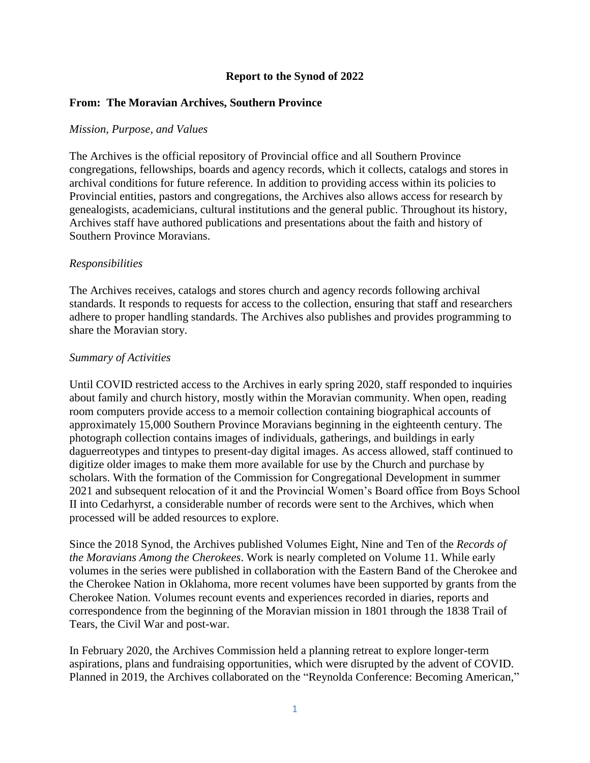# Report to the Synod of 2022

## From: The Moravian Archives, Southern Province

*Mission, Purpose, and Values*

The Archives is the official repository of Provincial office and all Southern Province congregations, fellowships, boards and agency records, which it collects, catalogs and stores in archival conditions for future reference. In addition to providing access within its policies to Provincial entities, pastors and congregations, the Archives also allows access for research by genealogists, academicians, cultural institutions and the general public. Throughout its history, Archives staff have authored publications and presentations about the faith and history of Southern Province Moravians.

*Responsibilities*

The Archives receives, catalogs and stores church and agency records following archival standards. It responds to requests for access to the collection, ensuring that staff and researchers adhere to proper handling standards. The Archives also publishes and provides programming to share the Moravian story.

*Summary of Activities*

Until COVID restricted access to the Archives in early spring 2020, staff responded to inquiries about family and church history, mostly within the Moravian community. When open, reading room computers provide access to a memoir collection containing biographical accounts of approximately 15,000 Southern Province Moravians beginning in the eighteenth century. The photograph collection contains images of individuals, gatherings, and buildings in early daguerreotypes and tintypes to present-day digital images. As access allowed, staff continued to digitize older images to make them more available for use by the Church and purchase by scholars. With the formation of the Commission for Congregational Development in summer 2021 and subsequent relocation of it and the Provincial Women's Board office from Boys School II into Cedarhyrst, a considerable number of records were sent to the Archives, which when processed will be added resources to explore.

Since the 2018 Synod, the Archives published Volumes Eight, Nine and Ten of the *Records of the Moravians Among the Cherokees*. Work is nearly completed on Volume 11. While early volumes in the series were published in collaboration with the Eastern Band of the Cherokee and the Cherokee Nation in Oklahoma, more recent volumes have been supported by grants from the Cherokee Nation. Volumes recount events and experiences recorded in diaries, reports and correspondence from the beginning of the Moravian mission in 1801 through the 1838 Trail of Tears, the Civil War and post-war.

In February 2020, the Archives Commission held a planning retreat to explore longer-term aspirations, plans and fundraising opportunities, which were disrupted by the advent of COVID. Planned in 2019, the Archives collaborated on the "Reynolda Conference: Becoming American,"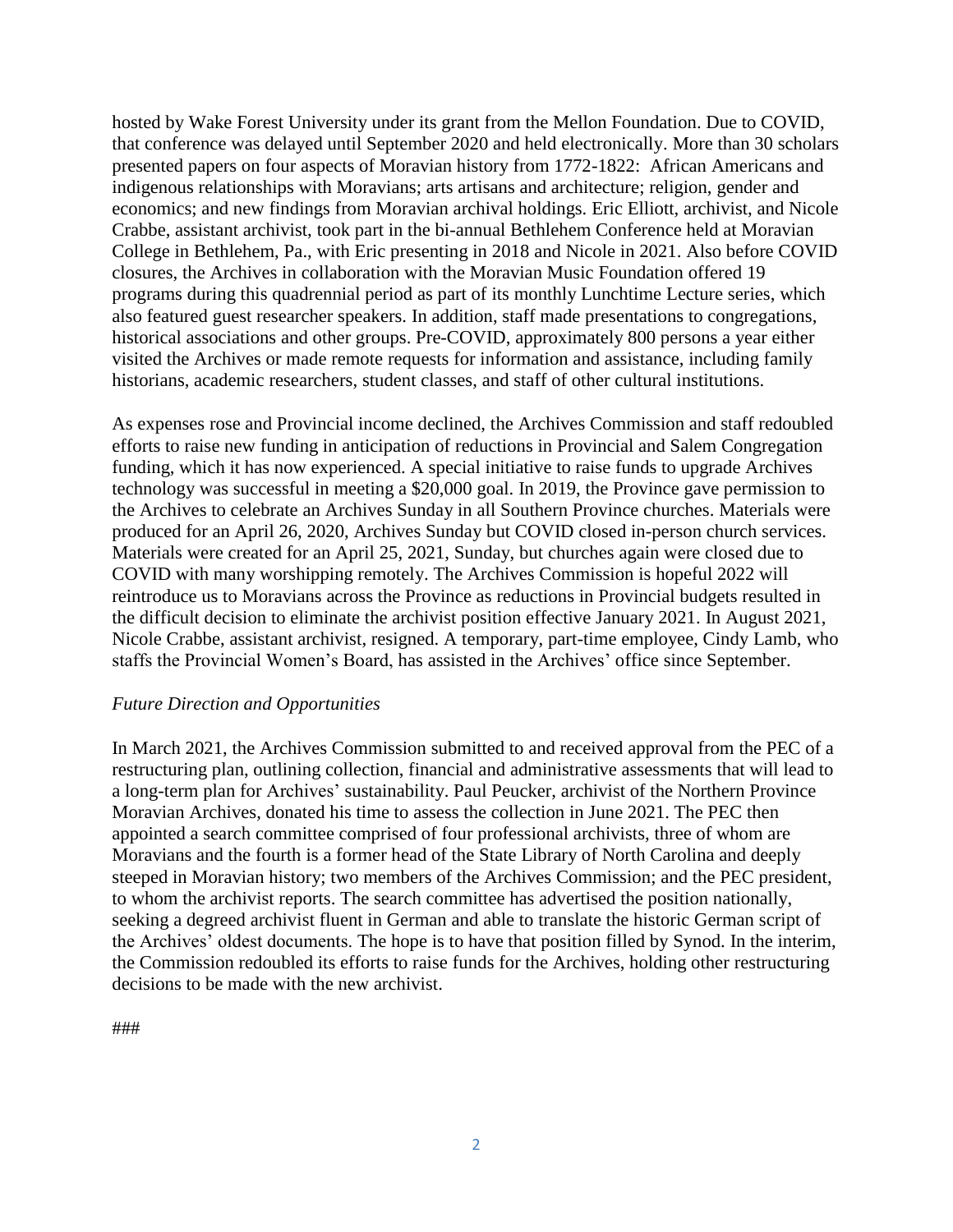hosted by Wake Forest University under its grant from the Mellon Foundation. Due to COVID, that conference was delayed until September 2020 and held electronically. More than 30 scholars presented papers on four aspects of Moravian history from 1772-1822: African Americans and indigenous relationships with Moravians; arts artisans and architecture; religion, gender and economics; and new findings from Moravian archival holdings. Eric Elliott, archivist, and Nicole Crabbe, assistant archivist, took part in the bi-annual Bethlehem Conference held at Moravian College in Bethlehem, Pa., with Eric presenting in 2018 and Nicole in 2021. Also before COVID closures, the Archives in collaboration with the Moravian Music Foundation offered 19 programs during this quadrennial period as part of its monthly Lunchtime Lecture series, which also featured guest researcher speakers. In addition, staff made presentations to congregations, historical associations and other groups. Pre-COVID, approximately 800 persons a year either visited the Archives or made remote requests for information and assistance, including family historians, academic researchers, student classes, and staff of other cultural institutions.

As expenses rose and Provincial income declined, the Archives Commission and staff redoubled efforts to raise new funding in anticipation of reductions in Provincial and Salem Congregation funding, which it has now experienced. A special initiative to raise funds to upgrade Archives technology was successful in meeting a $20,000 goal. In 2019, the Province gave permission to the Archives to celebrate an Archives Sunday in all Southern Province churches. Materials were produced for an April 26, 2020, Archives Sunday but COVID closed in-person church services. Materials were created for an April 25, 2021, Sunday, but churches again were closed due to COVID with many worshipping remotely. The Archives Commission is hopeful 2022 will reintroduce us to Moravians across the Province as reductions in Provincial budgets resulted in the difficult decision to eliminate the archivist position effective January 2021. In August 2021, Nicole Crabbe, assistant archivist, resigned. A temporary, part-time employee, Cindy Lamb, who staffs the Provincial Women's Board, has assisted in the Archives' office since September.

*Future Direction and Opportunities*

In March 2021, the Archives Commission submitted to and received approval from the PEC of a restructuring plan, outlining collection, financial and administrative assessments that will lead to a long-term plan for Archives' sustainability. Paul Peucker, archivist of the Northern Province Moravian Archives, donated his time to assess the collection in June 2021. The PEC then appointed a search committee comprised of four professional archivists, three of whom are Moravians and the fourth is a former head of the State Library of North Carolina and deeply steeped in Moravian history; two members of the Archives Commission; and the PEC president, to whom the archivist reports. The search committee has advertised the position nationally, seeking a degreed archivist fluent in German and able to translate the historic German script of the Archives' oldest documents. The hope is to have that position filled by Synod. In the interim, the Commission redoubled its efforts to raise funds for the Archives, holding other restructuring decisions to be made with the new archivist.

###